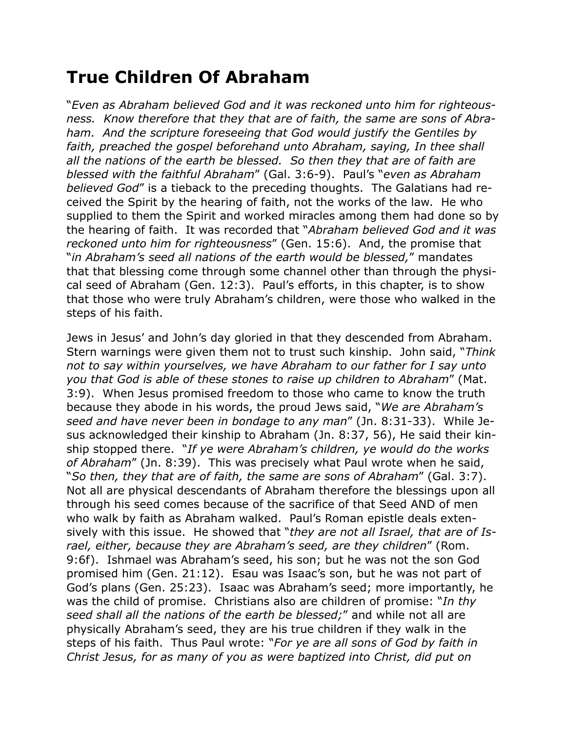# True Children Of Abraham

"*Even as Abraham believed God and it was reckoned unto him for righteousness. Know therefore that they that are of faith, the same are sons of Abraham. And the scripture foreseeing that God would justify the Gentiles by faith, preached the gospel beforehand unto Abraham, saying, In thee shall all the nations of the earth be blessed. So then they that are of faith are blessed with the faithful Abraham*" (Gal. 3:6-9). Paul's "*even as Abraham believed God*" is a tieback to the preceding thoughts. The Galatians had received the Spirit by the hearing of faith, not the works of the law. He who supplied to them the Spirit and worked miracles among them had done so by the hearing of faith. It was recorded that "*Abraham believed God and it was reckoned unto him for righteousness*" (Gen. 15:6). And, the promise that "*in Abraham's seed all nations of the earth would be blessed,*" mandates that that blessing come through some channel other than through the physical seed of Abraham (Gen. 12:3). Paul's efforts, in this chapter, is to show that those who were truly Abraham's children, were those who walked in the steps of his faith.

Jews in Jesus' and John's day gloried in that they descended from Abraham. Stern warnings were given them not to trust such kinship. John said, "*Think not to say within yourselves, we have Abraham to our father for I say unto you that God is able of these stones to raise up children to Abraham*" (Mat. 3:9). When Jesus promised freedom to those who came to know the truth because they abode in his words, the proud Jews said, "*We are Abraham's seed and have never been in bondage to any man*" (Jn. 8:31-33). While Jesus acknowledged their kinship to Abraham (Jn. 8:37, 56), He said their kinship stopped there. "*If ye were Abraham's children, ye would do the works of Abraham*" (Jn. 8:39). This was precisely what Paul wrote when he said, "*So then, they that are of faith, the same are sons of Abraham*" (Gal. 3:7). Not all are physical descendants of Abraham therefore the blessings upon all through his seed comes because of the sacrifice of that Seed AND of men who walk by faith as Abraham walked. Paul's Roman epistle deals extensively with this issue. He showed that "*they are not all Israel, that are of Israel, either, because they are Abraham's seed, are they children*" (Rom. 9:6f). Ishmael was Abraham's seed, his son; but he was not the son God promised him (Gen. 21:12). Esau was Isaac's son, but he was not part of God's plans (Gen. 25:23). Isaac was Abraham's seed; more importantly, he was the child of promise. Christians also are children of promise: "*In thy seed shall all the nations of the earth be blessed;*" and while not all are physically Abraham's seed, they are his true children if they walk in the steps of his faith. Thus Paul wrote: "*For ye are all sons of God by faith in Christ Jesus, for as many of you as were baptized into Christ, did put on*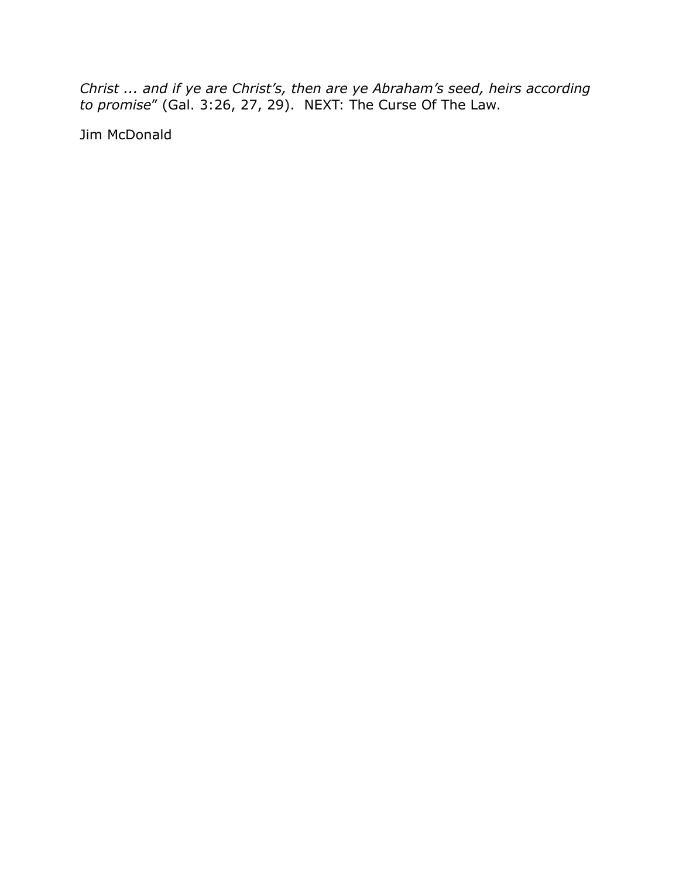*Christ ... and if ye are Christ’s, then are ye Abraham’s seed, heirs according to promise*” (Gal. 3:26, 27, 29). NEXT: The Curse Of The Law.

Jim McDonald